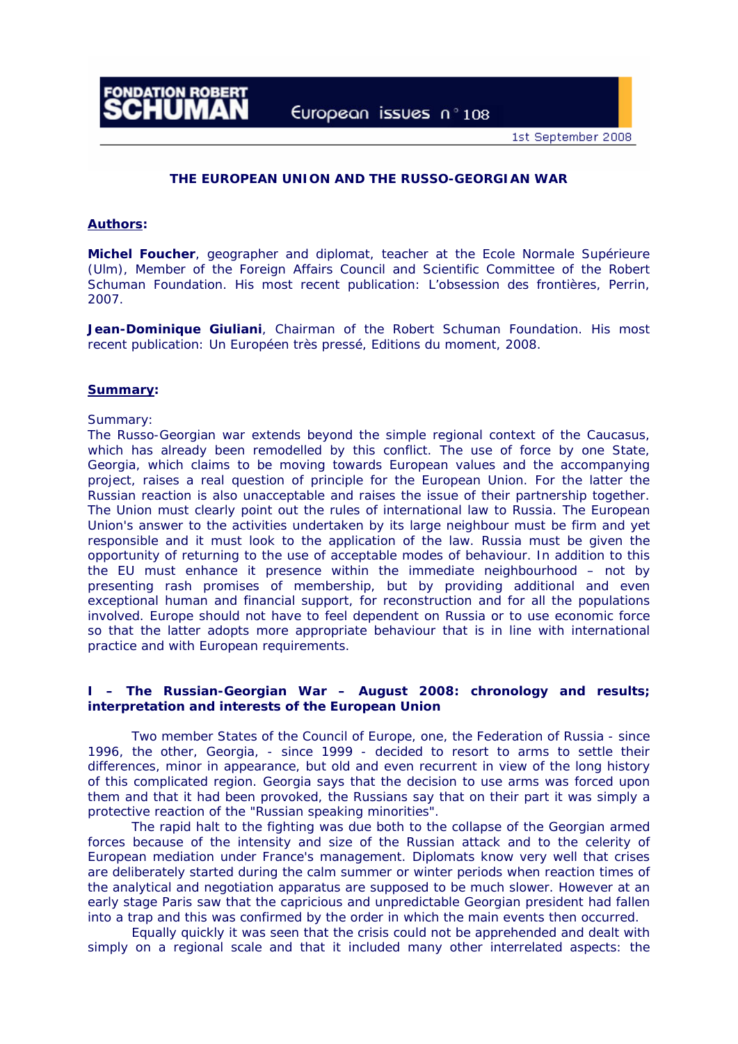FONDATION ROBERT SCHUMAN

European issues n°108

1st September 2008

# THE EUROPEAN UNION AND THE RUSSO-GEORGIAN WAR

**Authors:**

**Michel Foucher**, geographer and diplomat, teacher at the Ecole Normale Supérieure (Ulm), Member of the Foreign Affairs Council and Scientific Committee of the Robert Schuman Foundation. His most recent publication: L'obsession des frontières, Perrin, 2007.

**Jean-Dominique Giuliani**, Chairman of the Robert Schuman Foundation. His most recent publication: Un Européen très pressé, Editions du moment, 2008.

**Summary:**

Summary:
The Russo-Georgian war extends beyond the simple regional context of the Caucasus, which has already been remodelled by this conflict. The use of force by one State, Georgia, which claims to be moving towards European values and the accompanying project, raises a real question of principle for the European Union. For the latter the Russian reaction is also unacceptable and raises the issue of their partnership together. The Union must clearly point out the rules of international law to Russia. The European Union's answer to the activities undertaken by its large neighbour must be firm and yet responsible and it must look to the application of the law. Russia must be given the opportunity of returning to the use of acceptable modes of behaviour. In addition to this the EU must enhance it presence within the immediate neighbourhood – not by presenting rash promises of membership, but by providing additional and even exceptional human and financial support, for reconstruction and for all the populations involved. Europe should not have to feel dependent on Russia or to use economic force so that the latter adopts more appropriate behaviour that is in line with international practice and with European requirements.

## I – The Russian-Georgian War – August 2008: chronology and results; interpretation and interests of the European Union

Two member States of the Council of Europe, one, the Federation of Russia - since 1996, the other, Georgia, - since 1999 - decided to resort to arms to settle their differences, minor in appearance, but old and even recurrent in view of the long history of this complicated region. Georgia says that the decision to use arms was forced upon them and that it had been provoked, the Russians say that on their part it was simply a protective reaction of the "Russian speaking minorities".

The rapid halt to the fighting was due both to the collapse of the Georgian armed forces because of the intensity and size of the Russian attack and to the celerity of European mediation under France's management. Diplomats know very well that crises are deliberately started during the calm summer or winter periods when reaction times of the analytical and negotiation apparatus are supposed to be much slower. However at an early stage Paris saw that the capricious and unpredictable Georgian president had fallen into a trap and this was confirmed by the order in which the main events then occurred.

Equally quickly it was seen that the crisis could not be apprehended and dealt with simply on a regional scale and that it included many other interrelated aspects: the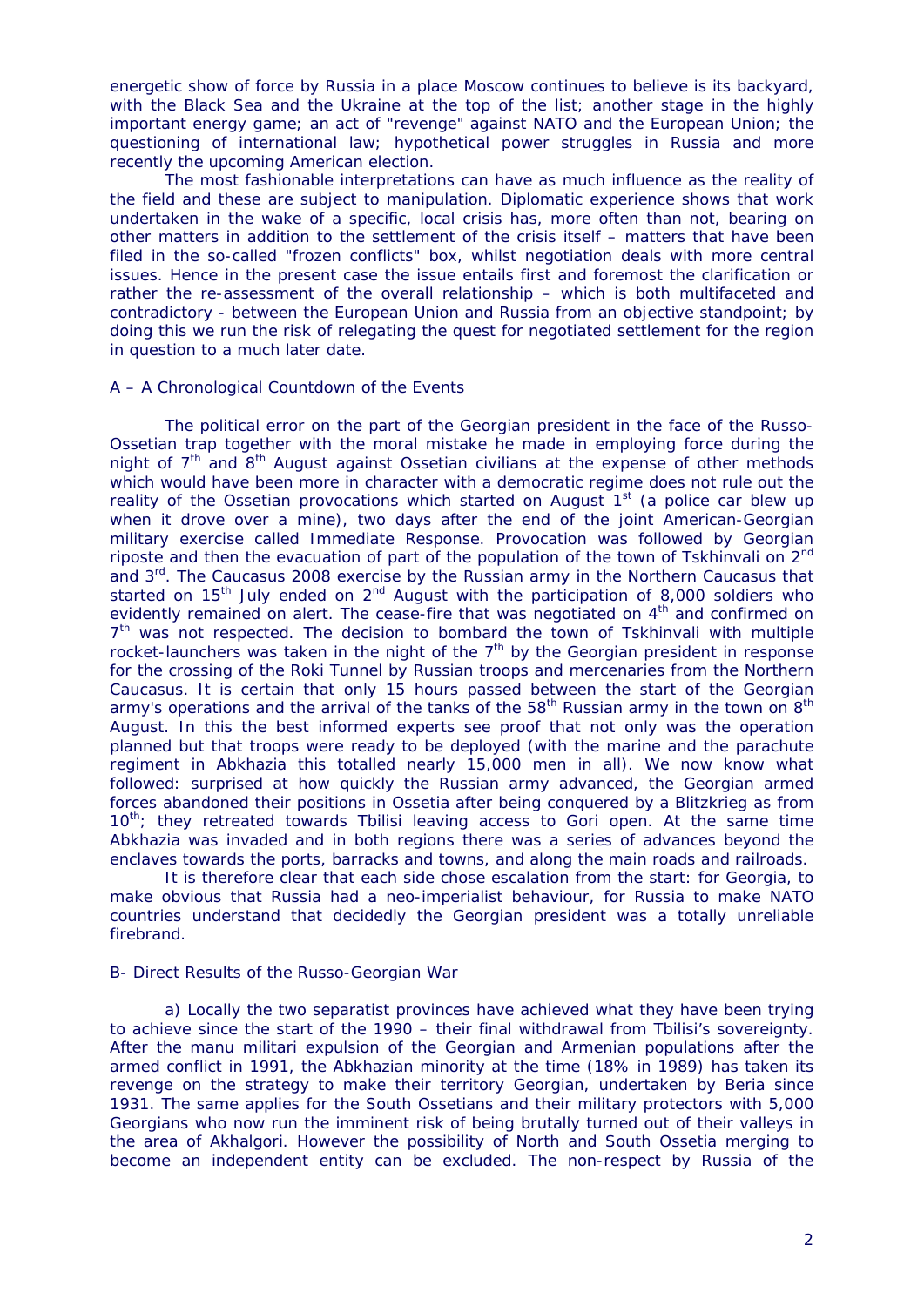energetic show of force by Russia in a place Moscow continues to believe is its backyard, with the Black Sea and the Ukraine at the top of the list; another stage in the highly important energy game; an act of "revenge" against NATO and the European Union; the questioning of international law; hypothetical power struggles in Russia and more recently the upcoming American election.

The most fashionable interpretations can have as much influence as the reality of the field and these are subject to manipulation. Diplomatic experience shows that work undertaken in the wake of a specific, local crisis has, more often than not, bearing on other matters in addition to the settlement of the crisis itself – matters that have been filed in the so-called "frozen conflicts" box, whilst negotiation deals with more central issues. Hence in the present case the issue entails first and foremost the clarification or rather the re-assessment of the overall relationship – which is both multifaceted and contradictory - between the European Union and Russia from an objective standpoint; by doing this we run the risk of relegating the quest for negotiated settlement for the region in question to a much later date.

## A – A Chronological Countdown of the Events

The political error on the part of the Georgian president in the face of the Russo-Ossetian trap together with the moral mistake he made in employing force during the night of 7th and 8th August against Ossetian civilians at the expense of other methods which would have been more in character with a democratic regime does not rule out the reality of the Ossetian provocations which started on August 1st (a police car blew up when it drove over a mine), two days after the end of the joint American-Georgian military exercise called Immediate Response. Provocation was followed by Georgian riposte and then the evacuation of part of the population of the town of Tskhinvali on 2nd and 3rd. The Caucasus 2008 exercise by the Russian army in the Northern Caucasus that started on 15th July ended on 2nd August with the participation of 8,000 soldiers who evidently remained on alert. The cease-fire that was negotiated on 4th and confirmed on 7th was not respected. The decision to bombard the town of Tskhinvali with multiple rocket-launchers was taken in the night of the 7th by the Georgian president in response for the crossing of the Roki Tunnel by Russian troops and mercenaries from the Northern Caucasus. It is certain that only 15 hours passed between the start of the Georgian army's operations and the arrival of the tanks of the 58th Russian army in the town on 8th August. In this the best informed experts see proof that not only was the operation planned but that troops were ready to be deployed (with the marine and the parachute regiment in Abkhazia this totalled nearly 15,000 men in all). We now know what followed: surprised at how quickly the Russian army advanced, the Georgian armed forces abandoned their positions in Ossetia after being conquered by a Blitzkrieg as from 10th; they retreated towards Tbilisi leaving access to Gori open. At the same time Abkhazia was invaded and in both regions there was a series of advances beyond the enclaves towards the ports, barracks and towns, and along the main roads and railroads.

It is therefore clear that each side chose escalation from the start: for Georgia, to make obvious that Russia had a neo-imperialist behaviour, for Russia to make NATO countries understand that decidedly the Georgian president was a totally unreliable firebrand.

## B- Direct Results of the Russo-Georgian War

a) Locally the two separatist provinces have achieved what they have been trying to achieve since the start of the 1990 – their final withdrawal from Tbilisi's sovereignty. After the manu militari expulsion of the Georgian and Armenian populations after the armed conflict in 1991, the Abkhazian minority at the time (18% in 1989) has taken its revenge on the strategy to make their territory Georgian, undertaken by Beria since 1931. The same applies for the South Ossetians and their military protectors with 5,000 Georgians who now run the imminent risk of being brutally turned out of their valleys in the area of Akhalgori. However the possibility of North and South Ossetia merging to become an independent entity can be excluded. The non-respect by Russia of the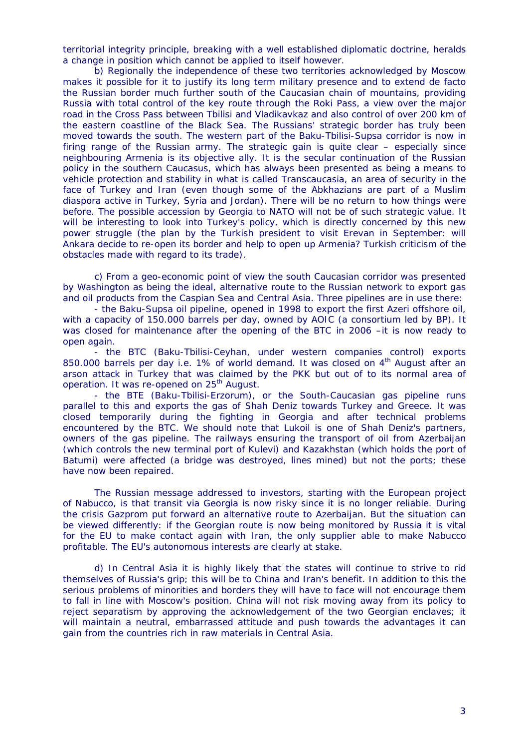territorial integrity principle, breaking with a well established diplomatic doctrine, heralds a change in position which cannot be applied to itself however.

b) Regionally the independence of these two territories acknowledged by Moscow makes it possible for it to justify its long term military presence and to extend de facto the Russian border much further south of the Caucasian chain of mountains, providing Russia with total control of the key route through the Roki Pass, a view over the major road in the Cross Pass between Tbilisi and Vladikavkaz and also control of over 200 km of the eastern coastline of the Black Sea. The Russians' strategic border has truly been moved towards the south. The western part of the Baku-Tbilisi-Supsa corridor is now in firing range of the Russian army. The strategic gain is quite clear – especially since neighbouring Armenia is its objective ally. It is the secular continuation of the Russian policy in the southern Caucasus, which has always been presented as being a means to vehicle protection and stability in what is called Transcaucasia, an area of security in the face of Turkey and Iran (even though some of the Abkhazians are part of a Muslim diaspora active in Turkey, Syria and Jordan). There will be no return to how things were before. The possible accession by Georgia to NATO will not be of such strategic value. It will be interesting to look into Turkey's policy, which is directly concerned by this new power struggle (the plan by the Turkish president to visit Erevan in September: will Ankara decide to re-open its border and help to open up Armenia? Turkish criticism of the obstacles made with regard to its trade).

c) From a geo-economic point of view the south Caucasian corridor was presented by Washington as being the ideal, alternative route to the Russian network to export gas and oil products from the Caspian Sea and Central Asia. Three pipelines are in use there:

- the Baku-Supsa oil pipeline, opened in 1998 to export the first Azeri offshore oil, with a capacity of 150.000 barrels per day, owned by AOIC (a consortium led by BP). It was closed for maintenance after the opening of the BTC in 2006 –it is now ready to open again.

- the BTC (Baku-Tbilisi-Ceyhan, under western companies control) exports 850.000 barrels per day i.e. 1% of world demand. It was closed on 4th August after an arson attack in Turkey that was claimed by the PKK but out of to its normal area of operation. It was re-opened on 25th August.

- the BTE (Baku-Tbilisi-Erzorum), or the South-Caucasian gas pipeline runs parallel to this and exports the gas of Shah Deniz towards Turkey and Greece. It was closed temporarily during the fighting in Georgia and after technical problems encountered by the BTC. We should note that Lukoil is one of Shah Deniz's partners, owners of the gas pipeline. The railways ensuring the transport of oil from Azerbaijan (which controls the new terminal port of Kulevi) and Kazakhstan (which holds the port of Batumi) were affected (a bridge was destroyed, lines mined) but not the ports; these have now been repaired.

The Russian message addressed to investors, starting with the European project of Nabucco, is that transit via Georgia is now risky since it is no longer reliable. During the crisis Gazprom put forward an alternative route to Azerbaijan. But the situation can be viewed differently: if the Georgian route is now being monitored by Russia it is vital for the EU to make contact again with Iran, the only supplier able to make Nabucco profitable. The EU's autonomous interests are clearly at stake.

d) In Central Asia it is highly likely that the states will continue to strive to rid themselves of Russia's grip; this will be to China and Iran's benefit. In addition to this the serious problems of minorities and borders they will have to face will not encourage them to fall in line with Moscow's position. China will not risk moving away from its policy to reject separatism by approving the acknowledgement of the two Georgian enclaves; it will maintain a neutral, embarrassed attitude and push towards the advantages it can gain from the countries rich in raw materials in Central Asia.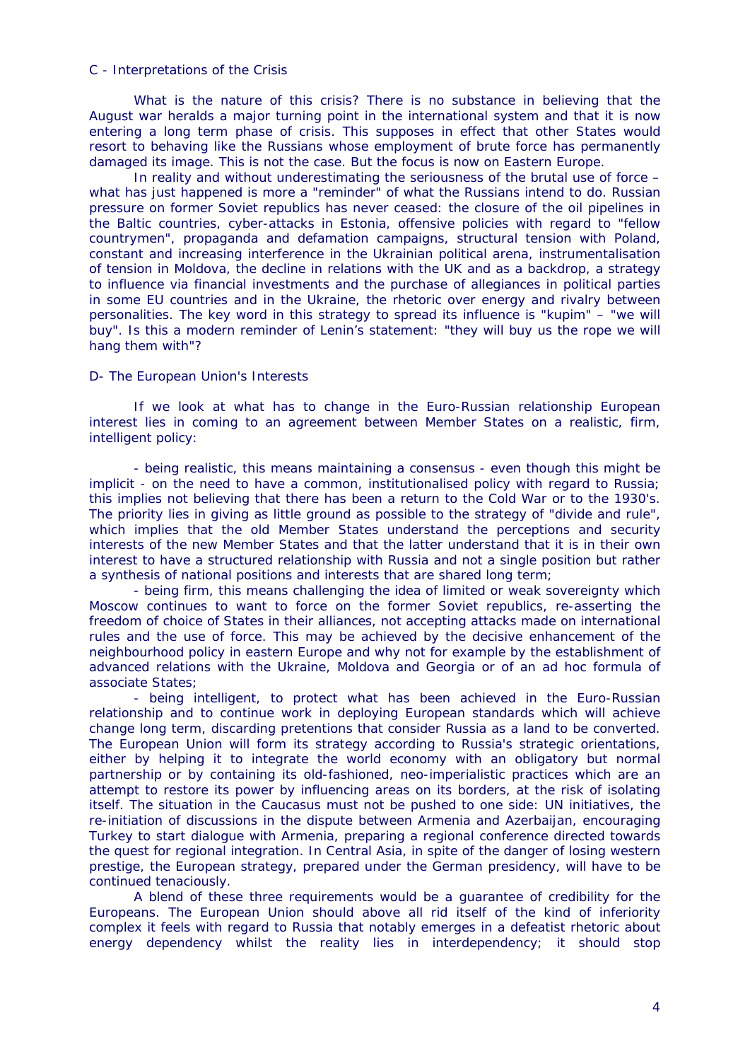## C - Interpretations of the Crisis

What is the nature of this crisis? There is no substance in believing that the August war heralds a major turning point in the international system and that it is now entering a long term phase of crisis. This supposes in effect that other States would resort to behaving like the Russians whose employment of brute force has permanently damaged its image. This is not the case. But the focus is now on Eastern Europe.

In reality and without underestimating the seriousness of the brutal use of force – what has just happened is more a "reminder" of what the Russians intend to do. Russian pressure on former Soviet republics has never ceased: the closure of the oil pipelines in the Baltic countries, cyber-attacks in Estonia, offensive policies with regard to "fellow countrymen", propaganda and defamation campaigns, structural tension with Poland, constant and increasing interference in the Ukrainian political arena, instrumentalisation of tension in Moldova, the decline in relations with the UK and as a backdrop, a strategy to influence via financial investments and the purchase of allegiances in political parties in some EU countries and in the Ukraine, the rhetoric over energy and rivalry between personalities. The key word in this strategy to spread its influence is "kupim" – "we will buy". Is this a modern reminder of Lenin's statement: "they will buy us the rope we will hang them with"?

## D- The European Union's Interests

If we look at what has to change in the Euro-Russian relationship European interest lies in coming to an agreement between Member States on a realistic, firm, intelligent policy:

- being realistic, this means maintaining a consensus - even though this might be implicit - on the need to have a common, institutionalised policy with regard to Russia; this implies not believing that there has been a return to the Cold War or to the 1930's. The priority lies in giving as little ground as possible to the strategy of "divide and rule", which implies that the old Member States understand the perceptions and security interests of the new Member States and that the latter understand that it is in their own interest to have a structured relationship with Russia and not a single position but rather a synthesis of national positions and interests that are shared long term;
- being firm, this means challenging the idea of limited or weak sovereignty which Moscow continues to want to force on the former Soviet republics, re-asserting the freedom of choice of States in their alliances, not accepting attacks made on international rules and the use of force. This may be achieved by the decisive enhancement of the neighbourhood policy in eastern Europe and why not for example by the establishment of advanced relations with the Ukraine, Moldova and Georgia or of an ad hoc formula of associate States;
- being intelligent, to protect what has been achieved in the Euro-Russian relationship and to continue work in deploying European standards which will achieve change long term, discarding pretentions that consider Russia as a land to be converted. The European Union will form its strategy according to Russia's strategic orientations, either by helping it to integrate the world economy with an obligatory but normal partnership or by containing its old-fashioned, neo-imperialistic practices which are an attempt to restore its power by influencing areas on its borders, at the risk of isolating itself. The situation in the Caucasus must not be pushed to one side: UN initiatives, the re-initiation of discussions in the dispute between Armenia and Azerbaijan, encouraging Turkey to start dialogue with Armenia, preparing a regional conference directed towards the quest for regional integration. In Central Asia, in spite of the danger of losing western prestige, the European strategy, prepared under the German presidency, will have to be continued tenaciously.

A blend of these three requirements would be a guarantee of credibility for the Europeans. The European Union should above all rid itself of the kind of inferiority complex it feels with regard to Russia that notably emerges in a defeatist rhetoric about energy dependency whilst the reality lies in interdependency; it should stop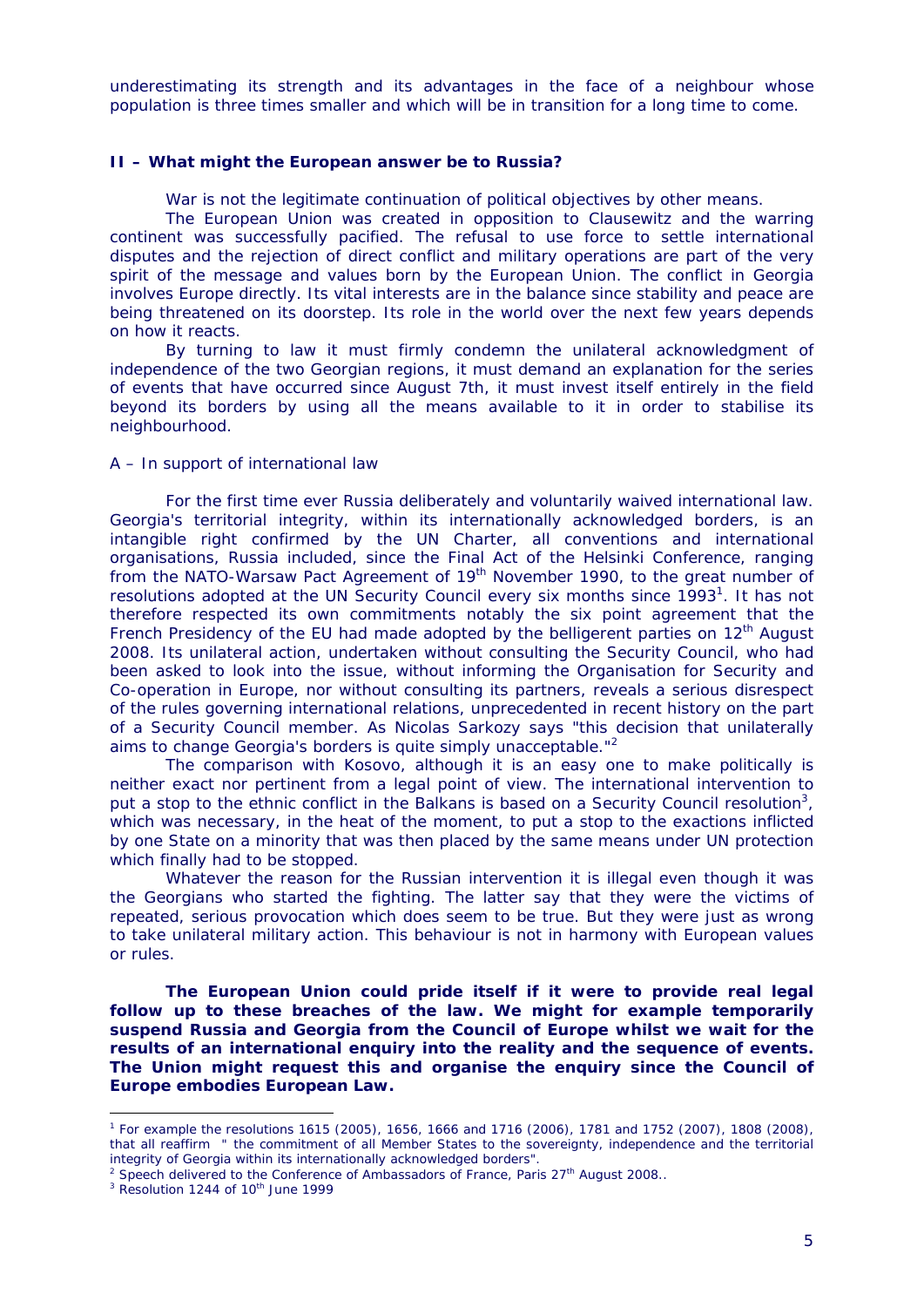underestimating its strength and its advantages in the face of a neighbour whose population is three times smaller and which will be in transition for a long time to come.

### II – What might the European answer be to Russia?

War is not the legitimate continuation of political objectives by other means.

The European Union was created in opposition to Clausewitz and the warring continent was successfully pacified. The refusal to use force to settle international disputes and the rejection of direct conflict and military operations are part of the very spirit of the message and values born by the European Union. The conflict in Georgia involves Europe directly. Its vital interests are in the balance since stability and peace are being threatened on its doorstep. Its role in the world over the next few years depends on how it reacts.

By turning to law it must firmly condemn the unilateral acknowledgment of independence of the two Georgian regions, it must demand an explanation for the series of events that have occurred since August 7th, it must invest itself entirely in the field beyond its borders by using all the means available to it in order to stabilise its neighbourhood.

A – In support of international law

For the first time ever Russia deliberately and voluntarily waived international law. Georgia's territorial integrity, within its internationally acknowledged borders, is an intangible right confirmed by the UN Charter, all conventions and international organisations, Russia included, since the Final Act of the Helsinki Conference, ranging from the NATO-Warsaw Pact Agreement of 19th November 1990, to the great number of resolutions adopted at the UN Security Council every six months since 1993[1]. It has not therefore respected its own commitments notably the six point agreement that the French Presidency of the EU had made adopted by the belligerent parties on 12th August 2008. Its unilateral action, undertaken without consulting the Security Council, who had been asked to look into the issue, without informing the Organisation for Security and Co-operation in Europe, nor without consulting its partners, reveals a serious disrespect of the rules governing international relations, unprecedented in recent history on the part of a Security Council member. As Nicolas Sarkozy says "this decision that unilaterally aims to change Georgia's borders is quite simply unacceptable."[2]

The comparison with Kosovo, although it is an easy one to make politically is neither exact nor pertinent from a legal point of view. The international intervention to put a stop to the ethnic conflict in the Balkans is based on a Security Council resolution[3], which was necessary, in the heat of the moment, to put a stop to the exactions inflicted by one State on a minority that was then placed by the same means under UN protection which finally had to be stopped.

Whatever the reason for the Russian intervention it is illegal even though it was the Georgians who started the fighting. The latter say that they were the victims of repeated, serious provocation which does seem to be true. But they were just as wrong to take unilateral military action. This behaviour is not in harmony with European values or rules.

**The European Union could pride itself if it were to provide real legal follow up to these breaches of the law. We might for example temporarily suspend Russia and Georgia from the Council of Europe whilst we wait for the results of an international enquiry into the reality and the sequence of events. The Union might request this and organise the enquiry since the Council of Europe embodies European Law.**

---

[1] For example the resolutions 1615 (2005), 1656, 1666 and 1716 (2006), 1781 and 1752 (2007), 1808 (2008), that all reaffirm " the commitment of all Member States to the sovereignty, independence and the territorial integrity of Georgia within its internationally acknowledged borders".

[2] Speech delivered to the Conference of Ambassadors of France, Paris 27th August 2008..

[3] Resolution 1244 of 10th June 1999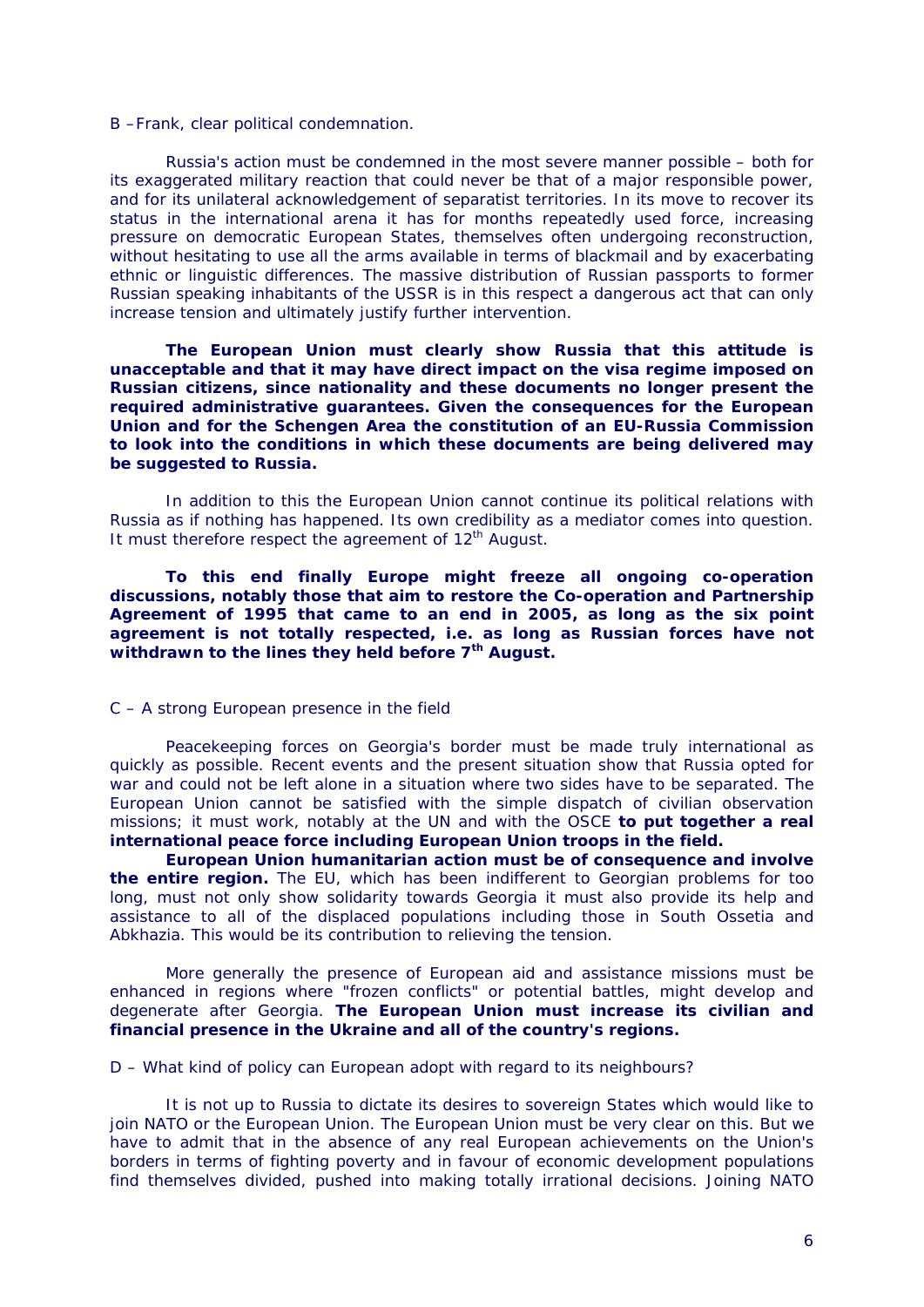B –Frank, clear political condemnation.

Russia's action must be condemned in the most severe manner possible – both for its exaggerated military reaction that could never be that of a major responsible power, and for its unilateral acknowledgement of separatist territories. In its move to recover its status in the international arena it has for months repeatedly used force, increasing pressure on democratic European States, themselves often undergoing reconstruction, without hesitating to use all the arms available in terms of blackmail and by exacerbating ethnic or linguistic differences. The massive distribution of Russian passports to former Russian speaking inhabitants of the USSR is in this respect a dangerous act that can only increase tension and ultimately justify further intervention.

**The European Union must clearly show Russia that this attitude is unacceptable and that it may have direct impact on the visa regime imposed on Russian citizens, since nationality and these documents no longer present the required administrative guarantees. Given the consequences for the European Union and for the Schengen Area the constitution of an EU-Russia Commission to look into the conditions in which these documents are being delivered may be suggested to Russia.**

In addition to this the European Union cannot continue its political relations with Russia as if nothing has happened. Its own credibility as a mediator comes into question. It must therefore respect the agreement of 12th August.

**To this end finally Europe might freeze all ongoing co-operation discussions, notably those that aim to restore the Co-operation and Partnership Agreement of 1995 that came to an end in 2005, as long as the six point agreement is not totally respected, i.e. as long as Russian forces have not withdrawn to the lines they held before 7th August.**

C – A strong European presence in the field

Peacekeeping forces on Georgia's border must be made truly international as quickly as possible. Recent events and the present situation show that Russia opted for war and could not be left alone in a situation where two sides have to be separated. The European Union cannot be satisfied with the simple dispatch of civilian observation missions; it must work, notably at the UN and with the OSCE **to put together a real international peace force including European Union troops in the field.**

**European Union humanitarian action must be of consequence and involve the entire region.** The EU, which has been indifferent to Georgian problems for too long, must not only show solidarity towards Georgia it must also provide its help and assistance to all of the displaced populations including those in South Ossetia and Abkhazia. This would be its contribution to relieving the tension.

More generally the presence of European aid and assistance missions must be enhanced in regions where "frozen conflicts" or potential battles, might develop and degenerate after Georgia. **The European Union must increase its civilian and financial presence in the Ukraine and all of the country's regions.**

D – What kind of policy can European adopt with regard to its neighbours?

It is not up to Russia to dictate its desires to sovereign States which would like to join NATO or the European Union. The European Union must be very clear on this. But we have to admit that in the absence of any real European achievements on the Union's borders in terms of fighting poverty and in favour of economic development populations find themselves divided, pushed into making totally irrational decisions. Joining NATO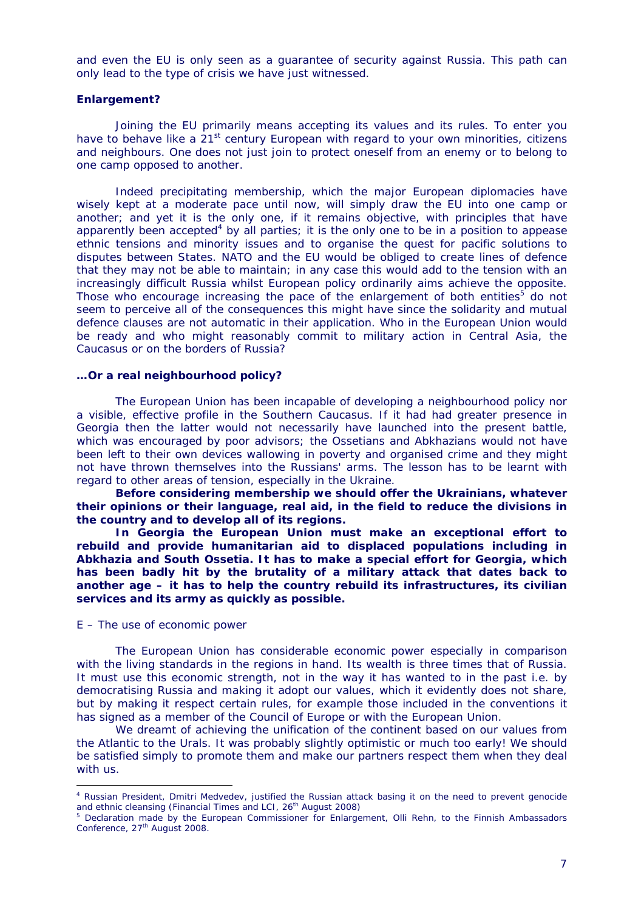and even the EU is only seen as a guarantee of security against Russia. This path can only lead to the type of crisis we have just witnessed.

**Enlargement?**

Joining the EU primarily means accepting its values and its rules. To enter you have to behave like a 21st century European with regard to your own minorities, citizens and neighbours. One does not just join to protect oneself from an enemy or to belong to one camp opposed to another.

Indeed precipitating membership, which the major European diplomacies have wisely kept at a moderate pace until now, will simply draw the EU into one camp or another; and yet it is the only one, if it remains objective, with principles that have apparently been accepted[4] by all parties; it is the only one to be in a position to appease ethnic tensions and minority issues and to organise the quest for pacific solutions to disputes between States. NATO and the EU would be obliged to create lines of defence that they may not be able to maintain; in any case this would add to the tension with an increasingly difficult Russia whilst European policy ordinarily aims achieve the opposite. Those who encourage increasing the pace of the enlargement of both entities[5] do not seem to perceive all of the consequences this might have since the solidarity and mutual defence clauses are not automatic in their application. Who in the European Union would be ready and who might reasonably commit to military action in Central Asia, the Caucasus or on the borders of Russia?

**…Or a real neighbourhood policy?**

The European Union has been incapable of developing a neighbourhood policy nor a visible, effective profile in the Southern Caucasus. If it had had greater presence in Georgia then the latter would not necessarily have launched into the present battle, which was encouraged by poor advisors; the Ossetians and Abkhazians would not have been left to their own devices wallowing in poverty and organised crime and they might not have thrown themselves into the Russians' arms. The lesson has to be learnt with regard to other areas of tension, especially in the Ukraine.

**Before considering membership we should offer the Ukrainians, whatever their opinions or their language, real aid, in the field to reduce the divisions in the country and to develop all of its regions.**

**In Georgia the European Union must make an exceptional effort to rebuild and provide humanitarian aid to displaced populations including in Abkhazia and South Ossetia. It has to make a special effort for Georgia, which has been badly hit by the brutality of a military attack that dates back to another age – it has to help the country rebuild its infrastructures, its civilian services and its army as quickly as possible.**

E – The use of economic power

The European Union has considerable economic power especially in comparison with the living standards in the regions in hand. Its wealth is three times that of Russia. It must use this economic strength, not in the way it has wanted to in the past i.e. by democratising Russia and making it adopt our values, which it evidently does not share, but by making it respect certain rules, for example those included in the conventions it has signed as a member of the Council of Europe or with the European Union.

We dreamt of achieving the unification of the continent based on our values from the Atlantic to the Urals. It was probably slightly optimistic or much too early! We should be satisfied simply to promote them and make our partners respect them when they deal with us.

---

[4] Russian President, Dmitri Medvedev, justified the Russian attack basing it on the need to prevent genocide and ethnic cleansing (Financial Times and LCI, 26th August 2008)

[5] Declaration made by the European Commissioner for Enlargement, Olli Rehn, to the Finnish Ambassadors Conference, 27th August 2008.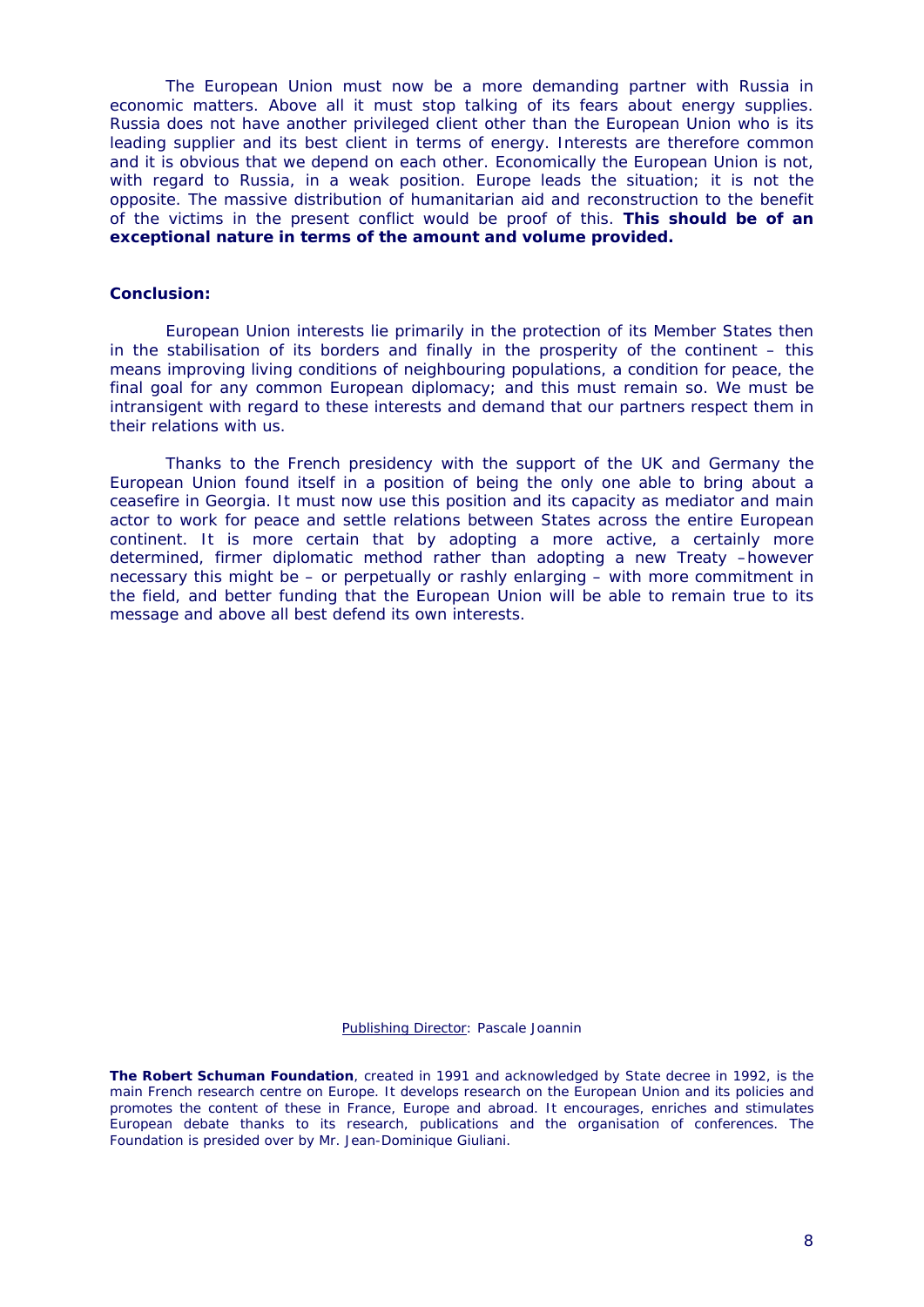The European Union must now be a more demanding partner with Russia in economic matters. Above all it must stop talking of its fears about energy supplies. Russia does not have another privileged client other than the European Union who is its leading supplier and its best client in terms of energy. Interests are therefore common and it is obvious that we depend on each other. Economically the European Union is not, with regard to Russia, in a weak position. Europe leads the situation; it is not the opposite. The massive distribution of humanitarian aid and reconstruction to the benefit of the victims in the present conflict would be proof of this. **This should be of an exceptional nature in terms of the amount and volume provided.**

**Conclusion:**

European Union interests lie primarily in the protection of its Member States then in the stabilisation of its borders and finally in the prosperity of the continent – this means improving living conditions of neighbouring populations, a condition for peace, the final goal for any common European diplomacy; and this must remain so. We must be intransigent with regard to these interests and demand that our partners respect them in their relations with us.

Thanks to the French presidency with the support of the UK and Germany the European Union found itself in a position of being the only one able to bring about a ceasefire in Georgia. It must now use this position and its capacity as mediator and main actor to work for peace and settle relations between States across the entire European continent. It is more certain that by adopting a more active, a certainly more determined, firmer diplomatic method rather than adopting a new Treaty –however necessary this might be – or perpetually or rashly enlarging – with more commitment in the field, and better funding that the European Union will be able to remain true to its message and above all best defend its own interests.

Publishing Director: Pascale Joannin

**The Robert Schuman Foundation**, created in 1991 and acknowledged by State decree in 1992, is the main French research centre on Europe. It develops research on the European Union and its policies and promotes the content of these in France, Europe and abroad. It encourages, enriches and stimulates European debate thanks to its research, publications and the organisation of conferences. The Foundation is presided over by Mr. Jean-Dominique Giuliani.